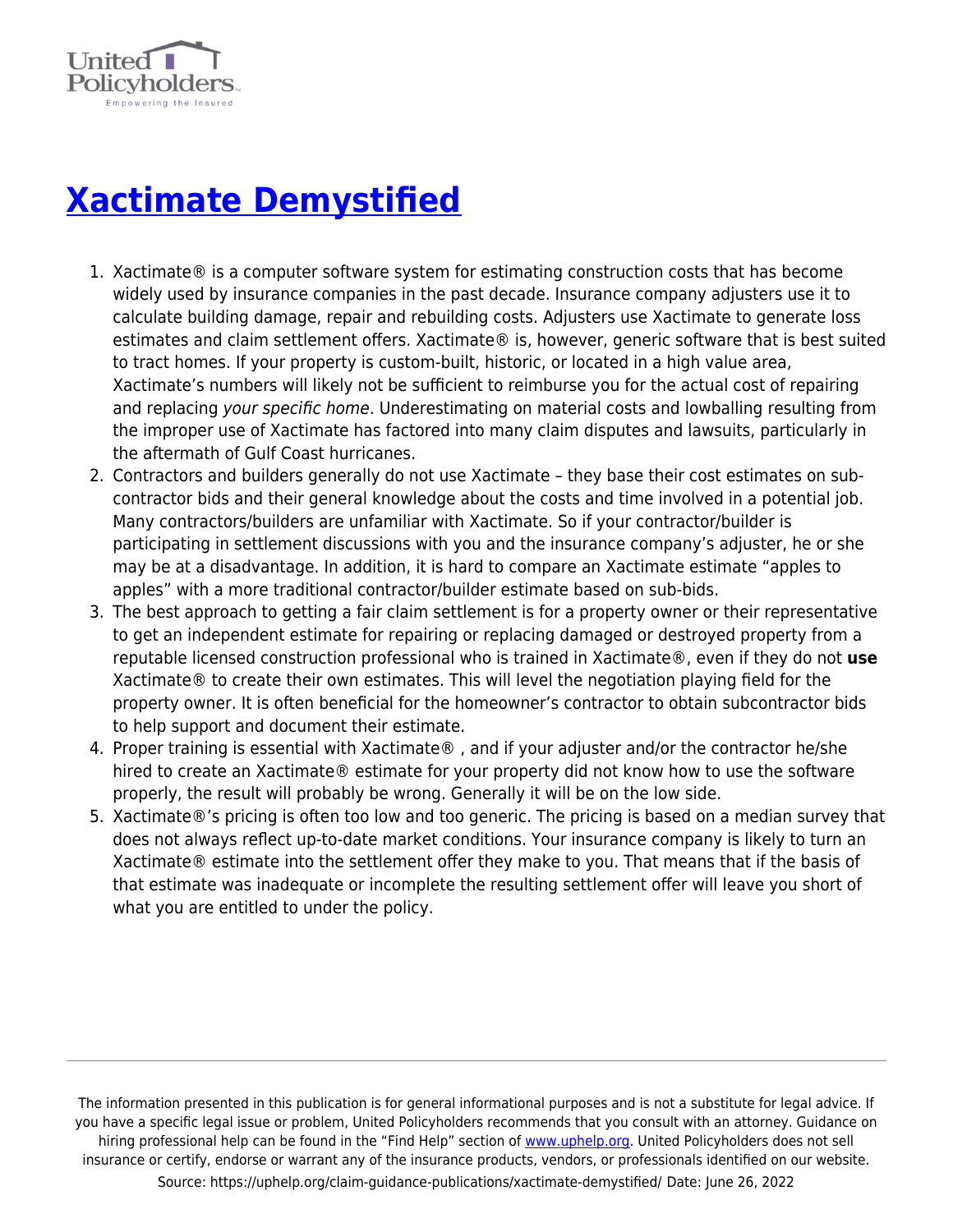# [Xactimate Demystified](https://uphelp.org/claim-guidance-publications/xactimate-demystified/)

1. Xactimate® is a computer software system for estimating construction costs that has become widely used by insurance companies in the past decade. Insurance company adjusters use it to calculate building damage, repair and rebuilding costs. Adjusters use Xactimate to generate loss estimates and claim settlement offers. Xactimate® is, however, generic software that is best suited to tract homes. If your property is custom-built, historic, or located in a high value area, Xactimate's numbers will likely not be sufficient to reimburse you for the actual cost of repairing and replacing *your specific home*. Underestimating on material costs and lowballing resulting from the improper use of Xactimate has factored into many claim disputes and lawsuits, particularly in the aftermath of Gulf Coast hurricanes.
2. Contractors and builders generally do not use Xactimate – they base their cost estimates on sub-contractor bids and their general knowledge about the costs and time involved in a potential job. Many contractors/builders are unfamiliar with Xactimate. So if your contractor/builder is participating in settlement discussions with you and the insurance company's adjuster, he or she may be at a disadvantage. In addition, it is hard to compare an Xactimate estimate "apples to apples" with a more traditional contractor/builder estimate based on sub-bids.
3. The best approach to getting a fair claim settlement is for a property owner or their representative to get an independent estimate for repairing or replacing damaged or destroyed property from a reputable licensed construction professional who is trained in Xactimate®, even if they do not **use** Xactimate® to create their own estimates. This will level the negotiation playing field for the property owner. It is often beneficial for the homeowner's contractor to obtain subcontractor bids to help support and document their estimate.
4. Proper training is essential with Xactimate® , and if your adjuster and/or the contractor he/she hired to create an Xactimate® estimate for your property did not know how to use the software properly, the result will probably be wrong. Generally it will be on the low side.
5. Xactimate®'s pricing is often too low and too generic. The pricing is based on a median survey that does not always reflect up-to-date market conditions. Your insurance company is likely to turn an Xactimate® estimate into the settlement offer they make to you. That means that if the basis of that estimate was inadequate or incomplete the resulting settlement offer will leave you short of what you are entitled to under the policy.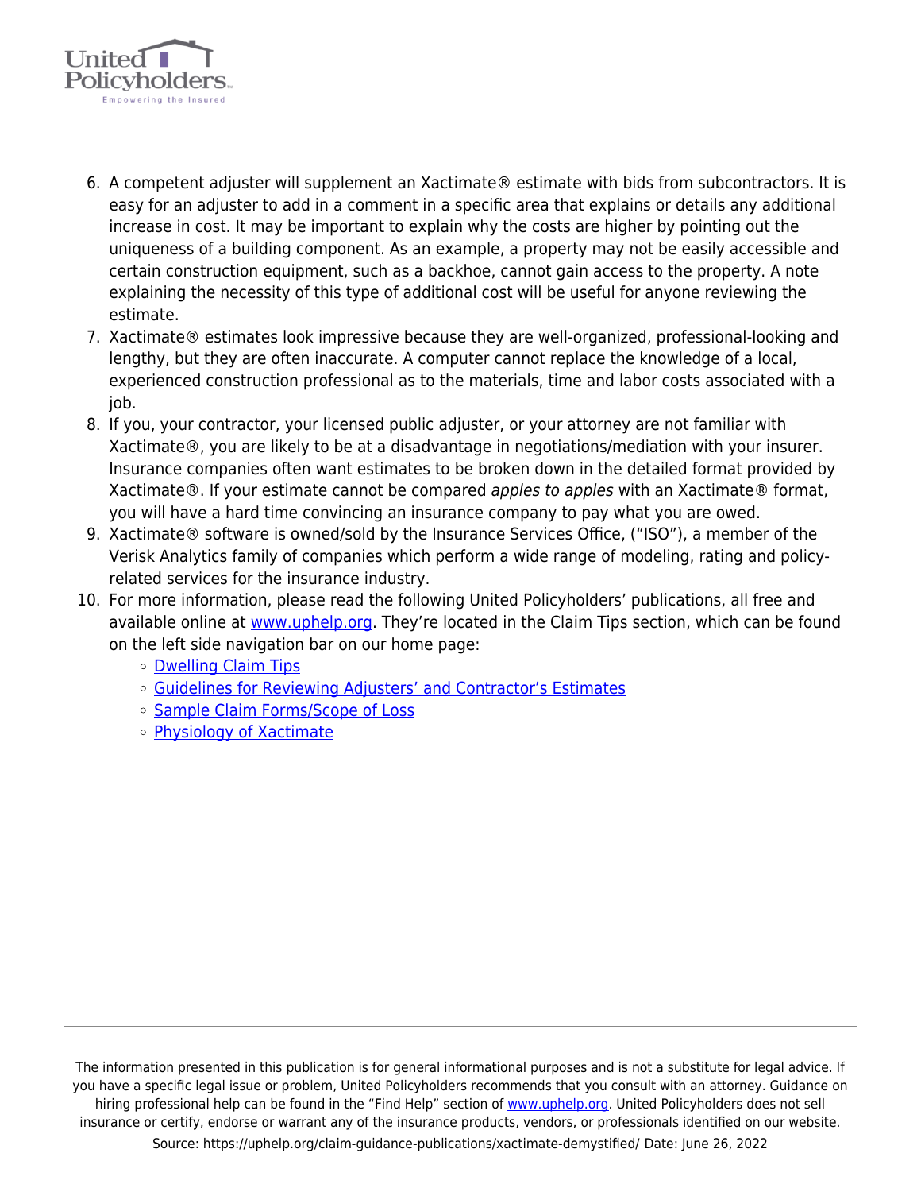6. A competent adjuster will supplement an Xactimate® estimate with bids from subcontractors. It is easy for an adjuster to add in a comment in a specific area that explains or details any additional increase in cost. It may be important to explain why the costs are higher by pointing out the uniqueness of a building component. As an example, a property may not be easily accessible and certain construction equipment, such as a backhoe, cannot gain access to the property. A note explaining the necessity of this type of additional cost will be useful for anyone reviewing the estimate.
7. Xactimate® estimates look impressive because they are well-organized, professional-looking and lengthy, but they are often inaccurate. A computer cannot replace the knowledge of a local, experienced construction professional as to the materials, time and labor costs associated with a job.
8. If you, your contractor, your licensed public adjuster, or your attorney are not familiar with Xactimate®, you are likely to be at a disadvantage in negotiations/mediation with your insurer. Insurance companies often want estimates to be broken down in the detailed format provided by Xactimate®. If your estimate cannot be compared *apples to apples* with an Xactimate® format, you will have a hard time convincing an insurance company to pay what you are owed.
9. Xactimate® software is owned/sold by the Insurance Services Office, ("ISO"), a member of the Verisk Analytics family of companies which perform a wide range of modeling, rating and policy-related services for the insurance industry.
10. For more information, please read the following United Policyholders' publications, all free and available online at [www.uphelp.org](http://www.uphelp.org). They're located in the Claim Tips section, which can be found on the left side navigation bar on our home page:
    - Dwelling Claim Tips
    - Guidelines for Reviewing Adjusters' and Contractor's Estimates
    - Sample Claim Forms/Scope of Loss
    - Physiology of Xactimate

The information presented in this publication is for general informational purposes and is not a substitute for legal advice. If you have a specific legal issue or problem, United Policyholders recommends that you consult with an attorney. Guidance on hiring professional help can be found in the "Find Help" section of www.uphelp.org. United Policyholders does not sell insurance or certify, endorse or warrant any of the insurance products, vendors, or professionals identified on our website.

Source: https://uphelp.org/claim-guidance-publications/xactimate-demystified/ Date: June 26, 2022